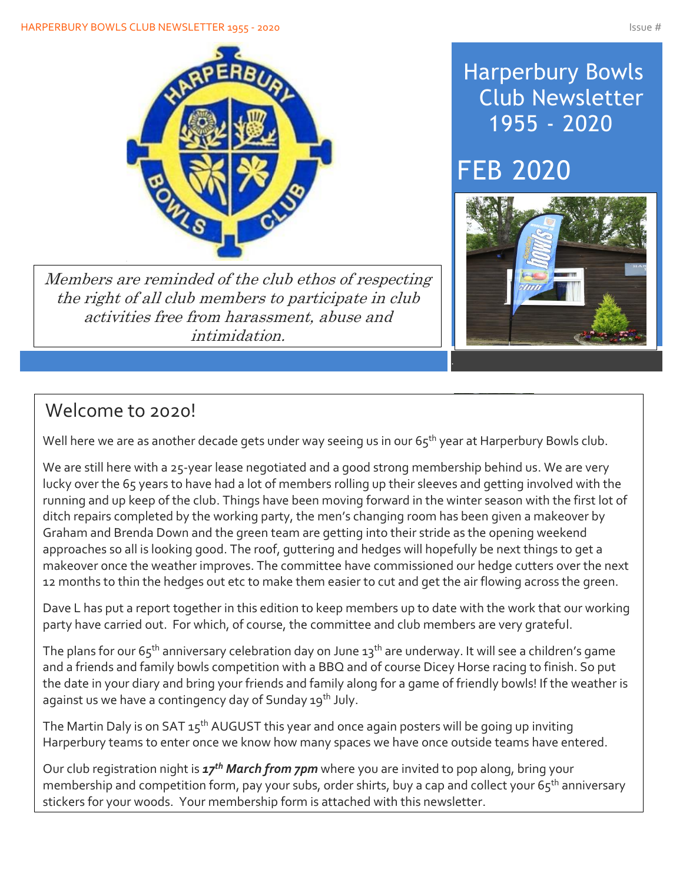# Harperbury Bowls Club Newsletter 1955 - 2020

## FEB 2020

*Members are reminded of the club ethos of respecting the right of all club members to participate in club activities free from harassment, abuse and intimidation.*

## Welcome to 2020!

Well here we are as another decade gets under way seeing us in our 65th year at Harperbury Bowls club.

We are still here with a 25-year lease negotiated and a good strong membership behind us. We are very lucky over the 65 years to have had a lot of members rolling up their sleeves and getting involved with the running and up keep of the club. Things have been moving forward in the winter season with the first lot of ditch repairs completed by the working party, the men's changing room has been given a makeover by Graham and Brenda Down and the green team are getting into their stride as the opening weekend approaches so all is looking good. The roof, guttering and hedges will hopefully be next things to get a makeover once the weather improves. The committee have commissioned our hedge cutters over the next 12 months to thin the hedges out etc to make them easier to cut and get the air flowing across the green.

Dave L has put a report together in this edition to keep members up to date with the work that our working party have carried out. For which, of course, the committee and club members are very grateful.

The plans for our 65th anniversary celebration day on June 13th are underway. It will see a children's game and a friends and family bowls competition with a BBQ and of course Dicey Horse racing to finish. So put the date in your diary and bring your friends and family along for a game of friendly bowls! If the weather is against us we have a contingency day of Sunday 19th July.

The Martin Daly is on SAT 15th AUGUST this year and once again posters will be going up inviting Harperbury teams to enter once we know how many spaces we have once outside teams have entered.

Our club registration night is ***17th March from 7pm*** where you are invited to pop along, bring your membership and competition form, pay your subs, order shirts, buy a cap and collect your 65th anniversary stickers for your woods. Your membership form is attached with this newsletter.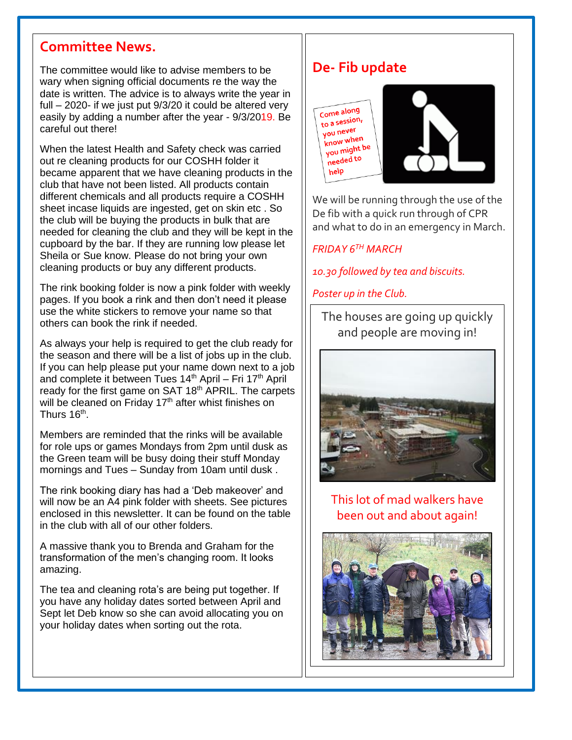## Committee News.

The committee would like to advise members to be wary when signing official documents re the way the date is written. The advice is to always write the year in full – 2020- if we just put 9/3/20 it could be altered very easily by adding a number after the year - 9/3/2019. Be careful out there!

When the latest Health and Safety check was carried out re cleaning products for our COSHH folder it became apparent that we have cleaning products in the club that have not been listed. All products contain different chemicals and all products require a COSHH sheet incase liquids are ingested, get on skin etc . So the club will be buying the products in bulk that are needed for cleaning the club and they will be kept in the cupboard by the bar. If they are running low please let Sheila or Sue know. Please do not bring your own cleaning products or buy any different products.

The rink booking folder is now a pink folder with weekly pages. If you book a rink and then don't need it please use the white stickers to remove your name so that others can book the rink if needed.

As always your help is required to get the club ready for the season and there will be a list of jobs up in the club. If you can help please put your name down next to a job and complete it between Tues 14th April – Fri 17th April ready for the first game on SAT 18th APRIL. The carpets will be cleaned on Friday 17th after whist finishes on Thurs 16th.

Members are reminded that the rinks will be available for role ups or games Mondays from 2pm until dusk as the Green team will be busy doing their stuff Monday mornings and Tues – Sunday from 10am until dusk .

The rink booking diary has had a 'Deb makeover' and will now be an A4 pink folder with sheets. See pictures enclosed in this newsletter. It can be found on the table in the club with all of our other folders.

A massive thank you to Brenda and Graham for the transformation of the men's changing room. It looks amazing.

The tea and cleaning rota's are being put together. If you have any holiday dates sorted between April and Sept let Deb know so she can avoid allocating you on your holiday dates when sorting out the rota.

## De- Fib update

Come along to a session, you never know when you might be needed to help

We will be running through the use of the De fib with a quick run through of CPR and what to do in an emergency in March.

*FRIDAY 6TH MARCH*

*10.30 followed by tea and biscuits.*

*Poster up in the Club.*

The houses are going up quickly and people are moving in!

This lot of mad walkers have been out and about again!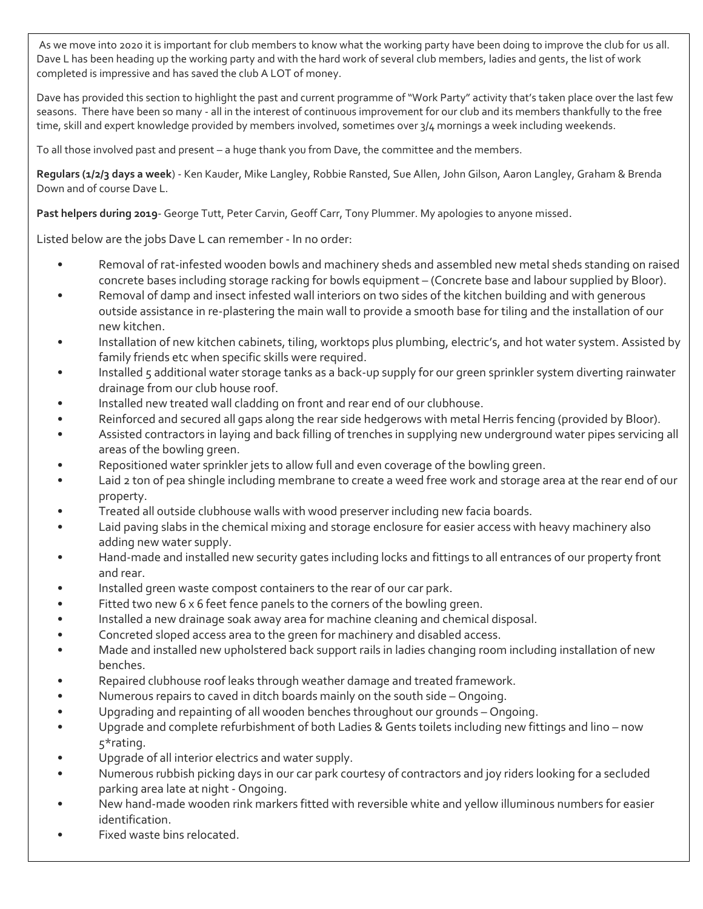As we move into 2020 it is important for club members to know what the working party have been doing to improve the club for us all. Dave L has been heading up the working party and with the hard work of several club members, ladies and gents, the list of work completed is impressive and has saved the club A LOT of money.

Dave has provided this section to highlight the past and current programme of "Work Party" activity that's taken place over the last few seasons. There have been so many - all in the interest of continuous improvement for our club and its members thankfully to the free time, skill and expert knowledge provided by members involved, sometimes over 3/4 mornings a week including weekends.

To all those involved past and present – a huge thank you from Dave, the committee and the members.

**Regulars (1/2/3 days a week**) - Ken Kauder, Mike Langley, Robbie Ransted, Sue Allen, John Gilson, Aaron Langley, Graham & Brenda Down and of course Dave L.

**Past helpers during 2019**- George Tutt, Peter Carvin, Geoff Carr, Tony Plummer. My apologies to anyone missed.

Listed below are the jobs Dave L can remember - In no order:

- Removal of rat-infested wooden bowls and machinery sheds and assembled new metal sheds standing on raised concrete bases including storage racking for bowls equipment – (Concrete base and labour supplied by Bloor).
- Removal of damp and insect infested wall interiors on two sides of the kitchen building and with generous outside assistance in re-plastering the main wall to provide a smooth base for tiling and the installation of our new kitchen.
- Installation of new kitchen cabinets, tiling, worktops plus plumbing, electric's, and hot water system. Assisted by family friends etc when specific skills were required.
- Installed 5 additional water storage tanks as a back-up supply for our green sprinkler system diverting rainwater drainage from our club house roof.
- Installed new treated wall cladding on front and rear end of our clubhouse.
- Reinforced and secured all gaps along the rear side hedgerows with metal Herris fencing (provided by Bloor).
- Assisted contractors in laying and back filling of trenches in supplying new underground water pipes servicing all areas of the bowling green.
- Repositioned water sprinkler jets to allow full and even coverage of the bowling green.
- Laid 2 ton of pea shingle including membrane to create a weed free work and storage area at the rear end of our property.
- Treated all outside clubhouse walls with wood preserver including new facia boards.
- Laid paving slabs in the chemical mixing and storage enclosure for easier access with heavy machinery also adding new water supply.
- Hand-made and installed new security gates including locks and fittings to all entrances of our property front and rear.
- Installed green waste compost containers to the rear of our car park.
- Fitted two new 6 x 6 feet fence panels to the corners of the bowling green.
- Installed a new drainage soak away area for machine cleaning and chemical disposal.
- Concreted sloped access area to the green for machinery and disabled access.
- Made and installed new upholstered back support rails in ladies changing room including installation of new benches.
- Repaired clubhouse roof leaks through weather damage and treated framework.
- Numerous repairs to caved in ditch boards mainly on the south side – Ongoing.
- Upgrading and repainting of all wooden benches throughout our grounds – Ongoing.
- Upgrade and complete refurbishment of both Ladies & Gents toilets including new fittings and lino – now 5*rating.
- Upgrade of all interior electrics and water supply.
- Numerous rubbish picking days in our car park courtesy of contractors and joy riders looking for a secluded parking area late at night - Ongoing.
- New hand-made wooden rink markers fitted with reversible white and yellow illuminous numbers for easier identification.
- Fixed waste bins relocated.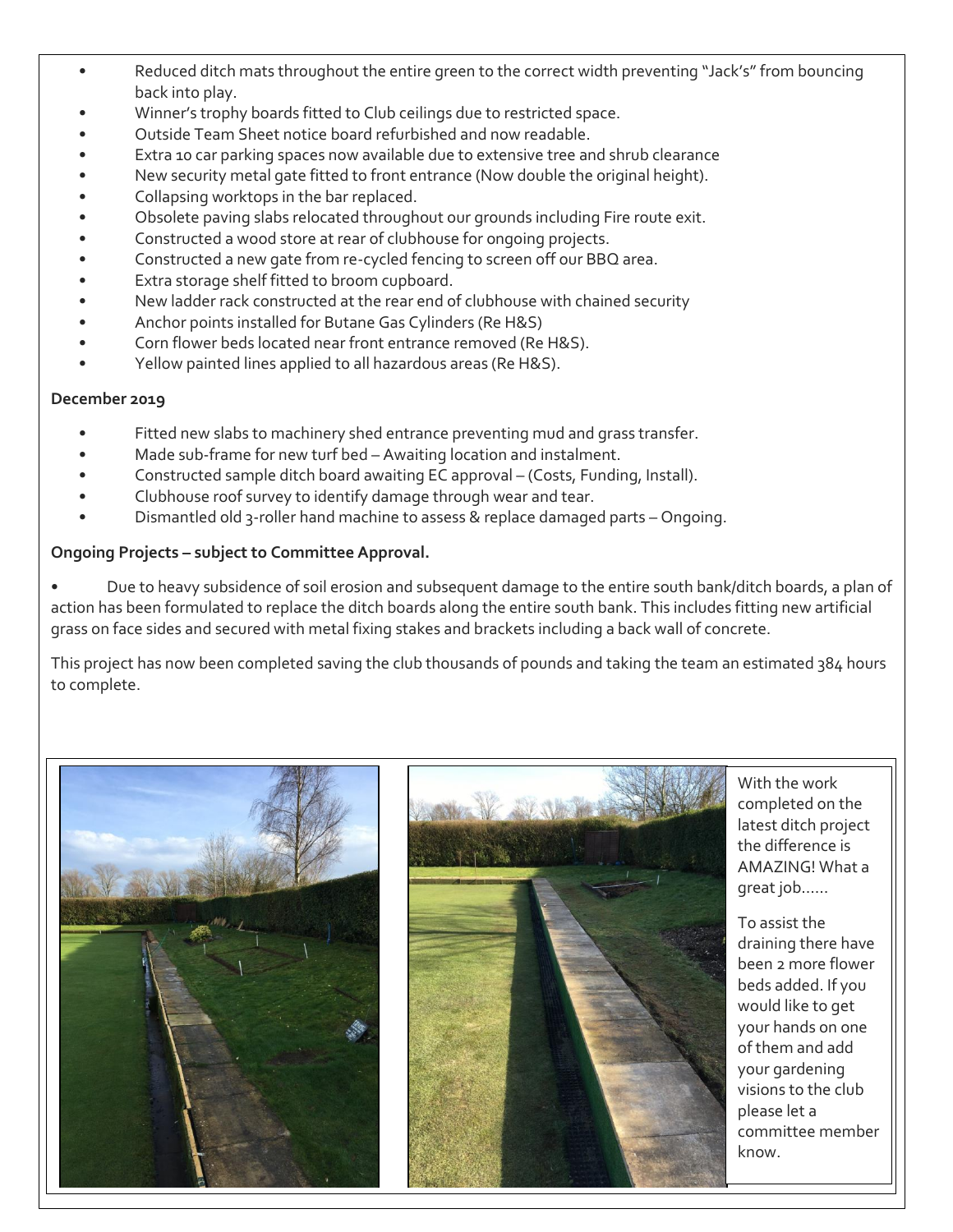- Reduced ditch mats throughout the entire green to the correct width preventing "Jack's" from bouncing back into play.
- Winner's trophy boards fitted to Club ceilings due to restricted space.
- Outside Team Sheet notice board refurbished and now readable.
- Extra 10 car parking spaces now available due to extensive tree and shrub clearance
- New security metal gate fitted to front entrance (Now double the original height).
- Collapsing worktops in the bar replaced.
- Obsolete paving slabs relocated throughout our grounds including Fire route exit.
- Constructed a wood store at rear of clubhouse for ongoing projects.
- Constructed a new gate from re-cycled fencing to screen off our BBQ area.
- Extra storage shelf fitted to broom cupboard.
- New ladder rack constructed at the rear end of clubhouse with chained security
- Anchor points installed for Butane Gas Cylinders (Re H&S)
- Corn flower beds located near front entrance removed (Re H&S).
- Yellow painted lines applied to all hazardous areas (Re H&S).

**December 2019**

- Fitted new slabs to machinery shed entrance preventing mud and grass transfer.
- Made sub-frame for new turf bed – Awaiting location and instalment.
- Constructed sample ditch board awaiting EC approval – (Costs, Funding, Install).
- Clubhouse roof survey to identify damage through wear and tear.
- Dismantled old 3-roller hand machine to assess & replace damaged parts – Ongoing.

**Ongoing Projects – subject to Committee Approval.**

- Due to heavy subsidence of soil erosion and subsequent damage to the entire south bank/ditch boards, a plan of action has been formulated to replace the ditch boards along the entire south bank. This includes fitting new artificial grass on face sides and secured with metal fixing stakes and brackets including a back wall of concrete.

This project has now been completed saving the club thousands of pounds and taking the team an estimated 384 hours to complete.

With the work completed on the latest ditch project the difference is AMAZING! What a great job……

To assist the draining there have been 2 more flower beds added. If you would like to get your hands on one of them and add your gardening visions to the club please let a committee member know.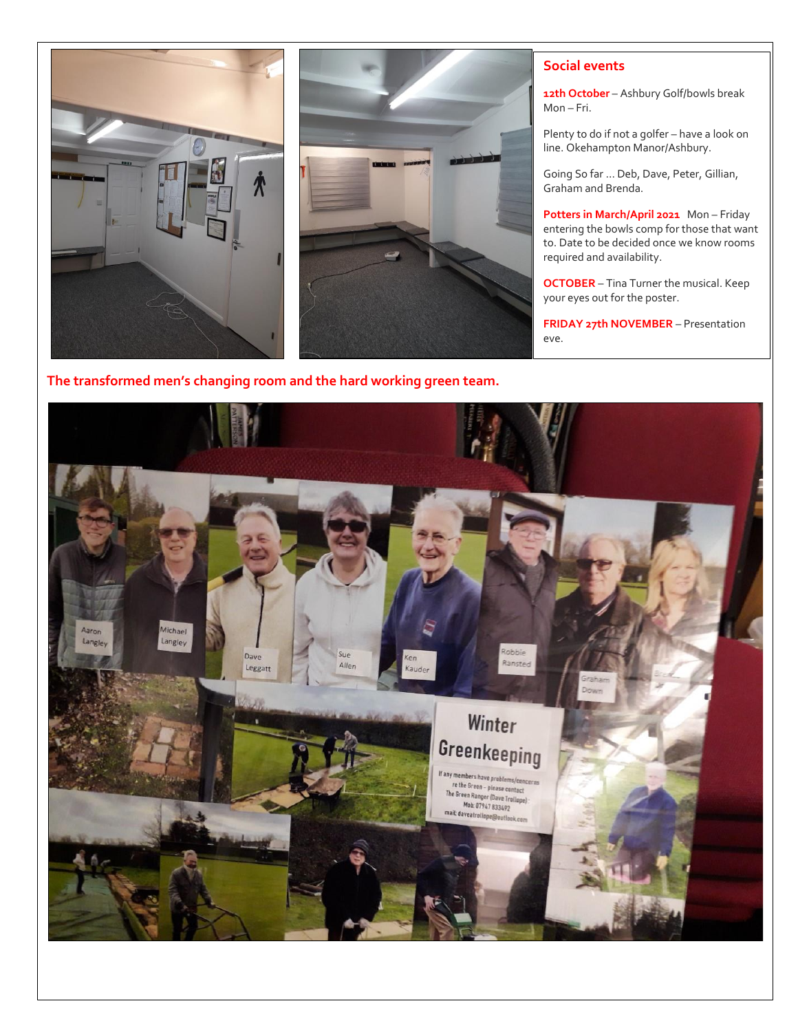## Social events

**12th October** – Ashbury Golf/bowls break Mon – Fri.

Plenty to do if not a golfer – have a look on line. Okehampton Manor/Ashbury.

Going So far … Deb, Dave, Peter, Gillian, Graham and Brenda.

**Potters in March/April 2021** Mon – Friday entering the bowls comp for those that want to. Date to be decided once we know rooms required and availability.

**OCTOBER** – Tina Turner the musical. Keep your eyes out for the poster.

**FRIDAY 27th NOVEMBER** – Presentation eve.

**The transformed men's changing room and the hard working green team.**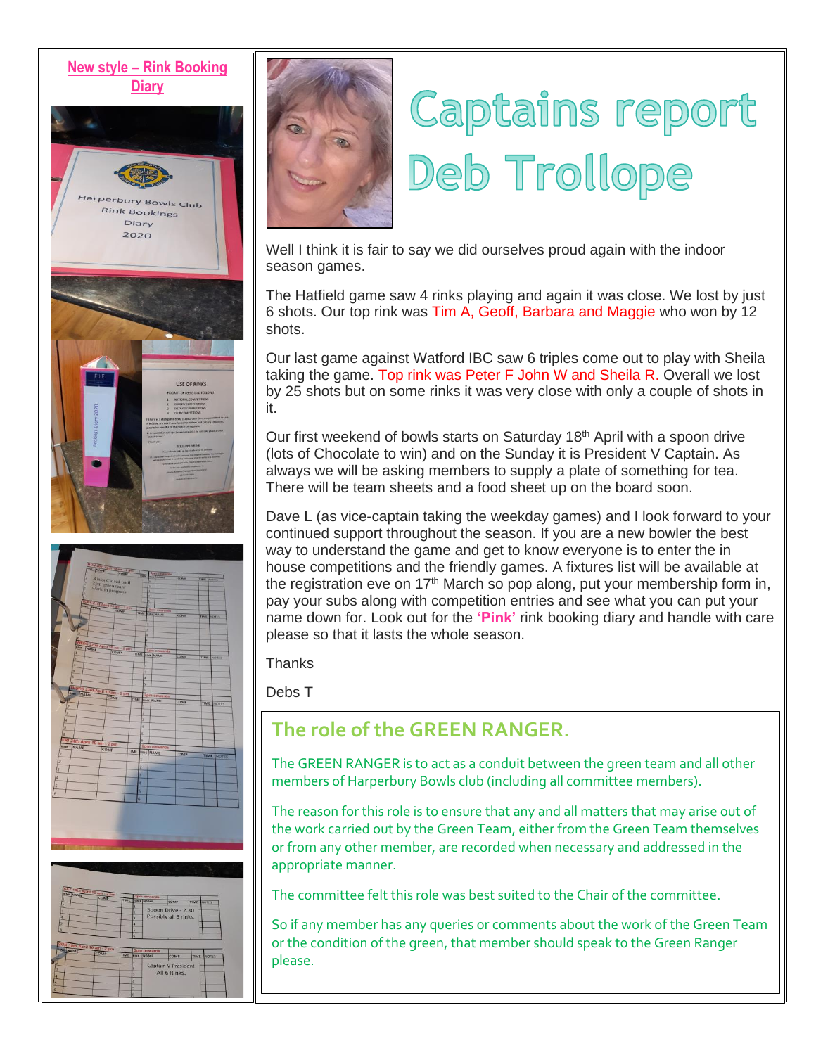**New style – Rink Booking Diary**

# Captains report Deb Trollope

Well I think it is fair to say we did ourselves proud again with the indoor season games.

The Hatfield game saw 4 rinks playing and again it was close. We lost by just 6 shots. Our top rink was Tim A, Geoff, Barbara and Maggie who won by 12 shots.

Our last game against Watford IBC saw 6 triples come out to play with Sheila taking the game. Top rink was Peter F John W and Sheila R. Overall we lost by 25 shots but on some rinks it was very close with only a couple of shots in it.

Our first weekend of bowls starts on Saturday 18th April with a spoon drive (lots of Chocolate to win) and on the Sunday it is President V Captain. As always we will be asking members to supply a plate of something for tea. There will be team sheets and a food sheet up on the board soon.

Dave L (as vice-captain taking the weekday games) and I look forward to your continued support throughout the season. If you are a new bowler the best way to understand the game and get to know everyone is to enter the in house competitions and the friendly games. A fixtures list will be available at the registration eve on 17th March so pop along, put your membership form in, pay your subs along with competition entries and see what you can put your name down for. Look out for the **'Pink'** rink booking diary and handle with care please so that it lasts the whole season.

Thanks

Debs T

## The role of the GREEN RANGER.

The GREEN RANGER is to act as a conduit between the green team and all other members of Harperbury Bowls club (including all committee members).

The reason for this role is to ensure that any and all matters that may arise out of the work carried out by the Green Team, either from the Green Team themselves or from any other member, are recorded when necessary and addressed in the appropriate manner.

The committee felt this role was best suited to the Chair of the committee.

So if any member has any queries or comments about the work of the Green Team or the condition of the green, that member should speak to the Green Ranger please.